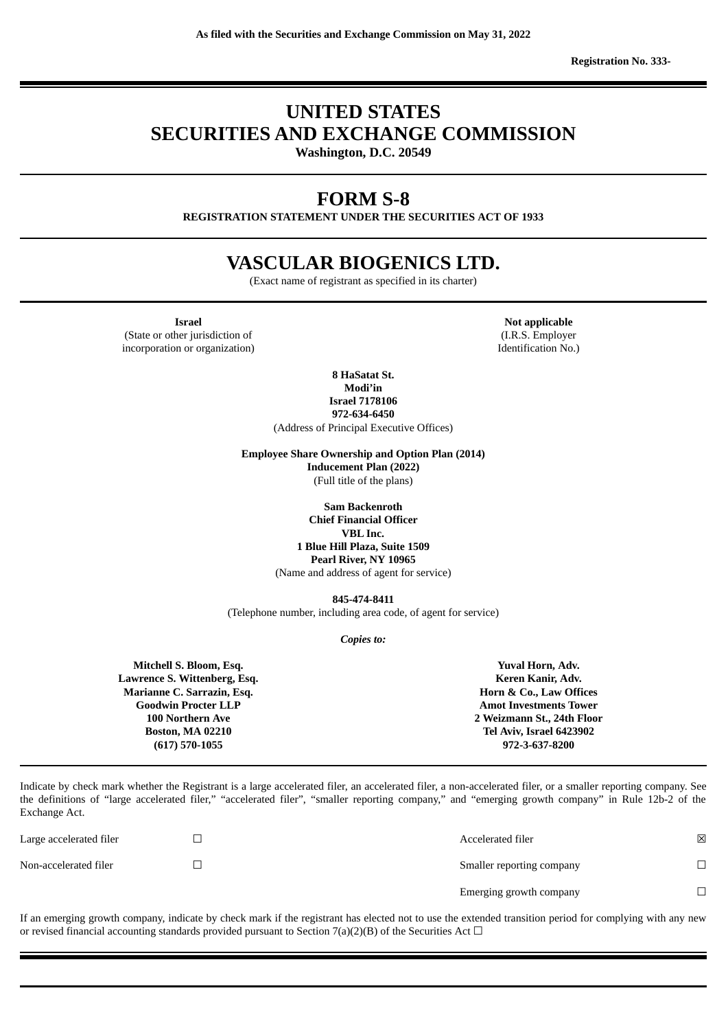**As filed with the Securities and Exchange Commission on May 31, 2022**

**Registration No. 333-**

# UNITED STATES
# SECURITIES AND EXCHANGE COMMISSION

**Washington, D.C. 20549**

# FORM S-8

**REGISTRATION STATEMENT UNDER THE SECURITIES ACT OF 1933**

# VASCULAR BIOGENICS LTD.

(Exact name of registrant as specified in its charter)

| **Israel** | **Not applicable** |
|---|---|
| (State or other jurisdiction of incorporation or organization) | (I.R.S. Employer Identification No.) |

**8 HaSatat St.**
**Modi'in**
**Israel 7178106**
**972-634-6450**
(Address of Principal Executive Offices)

**Employee Share Ownership and Option Plan (2014)**
**Inducement Plan (2022)**
(Full title of the plans)

**Sam Backenroth**
**Chief Financial Officer**
**VBL Inc.**
**1 Blue Hill Plaza, Suite 1509**
**Pearl River, NY 10965**
(Name and address of agent for service)

**845-474-8411**
(Telephone number, including area code, of agent for service)

***Copies to:***

| **Mitchell S. Bloom, Esq.** | **Yuval Horn, Adv.** |
|---|---|
| **Lawrence S. Wittenberg, Esq.** | **Keren Kanir, Adv.** |
| **Marianne C. Sarrazin, Esq.** | **Horn & Co., Law Offices** |
| **Goodwin Procter LLP** | **Amot Investments Tower** |
| **100 Northern Ave** | **2 Weizmann St., 24th Floor** |
| **Boston, MA 02210** | **Tel Aviv, Israel 6423902** |
| **(617) 570-1055** | **972-3-637-8200** |

Indicate by check mark whether the Registrant is a large accelerated filer, an accelerated filer, a non-accelerated filer, or a smaller reporting company. See the definitions of "large accelerated filer," "accelerated filer", "smaller reporting company," and "emerging growth company" in Rule 12b-2 of the Exchange Act.

| | | | |
|---|---|---|---|
| Large accelerated filer | ☐ | Accelerated filer | ☒ |
| Non-accelerated filer | ☐ | Smaller reporting company | ☐ |
| | | Emerging growth company | ☐ |

If an emerging growth company, indicate by check mark if the registrant has elected not to use the extended transition period for complying with any new or revised financial accounting standards provided pursuant to Section 7(a)(2)(B) of the Securities Act ☐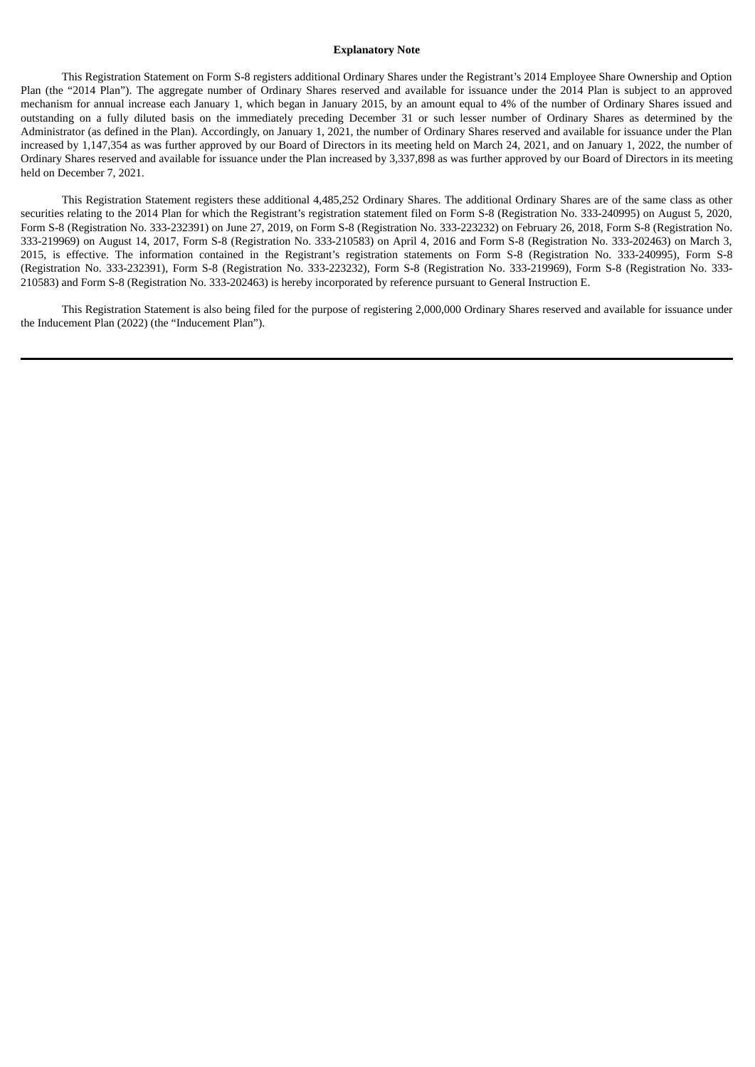**Explanatory Note**

This Registration Statement on Form S-8 registers additional Ordinary Shares under the Registrant's 2014 Employee Share Ownership and Option Plan (the "2014 Plan"). The aggregate number of Ordinary Shares reserved and available for issuance under the 2014 Plan is subject to an approved mechanism for annual increase each January 1, which began in January 2015, by an amount equal to 4% of the number of Ordinary Shares issued and outstanding on a fully diluted basis on the immediately preceding December 31 or such lesser number of Ordinary Shares as determined by the Administrator (as defined in the Plan). Accordingly, on January 1, 2021, the number of Ordinary Shares reserved and available for issuance under the Plan increased by 1,147,354 as was further approved by our Board of Directors in its meeting held on March 24, 2021, and on January 1, 2022, the number of Ordinary Shares reserved and available for issuance under the Plan increased by 3,337,898 as was further approved by our Board of Directors in its meeting held on December 7, 2021.

This Registration Statement registers these additional 4,485,252 Ordinary Shares. The additional Ordinary Shares are of the same class as other securities relating to the 2014 Plan for which the Registrant's registration statement filed on Form S-8 (Registration No. 333-240995) on August 5, 2020, Form S-8 (Registration No. 333-232391) on June 27, 2019, on Form S-8 (Registration No. 333-223232) on February 26, 2018, Form S-8 (Registration No. 333-219969) on August 14, 2017, Form S-8 (Registration No. 333-210583) on April 4, 2016 and Form S-8 (Registration No. 333-202463) on March 3, 2015, is effective. The information contained in the Registrant's registration statements on Form S-8 (Registration No. 333-240995), Form S-8 (Registration No. 333-232391), Form S-8 (Registration No. 333-223232), Form S-8 (Registration No. 333-219969), Form S-8 (Registration No. 333-210583) and Form S-8 (Registration No. 333-202463) is hereby incorporated by reference pursuant to General Instruction E.

This Registration Statement is also being filed for the purpose of registering 2,000,000 Ordinary Shares reserved and available for issuance under the Inducement Plan (2022) (the "Inducement Plan").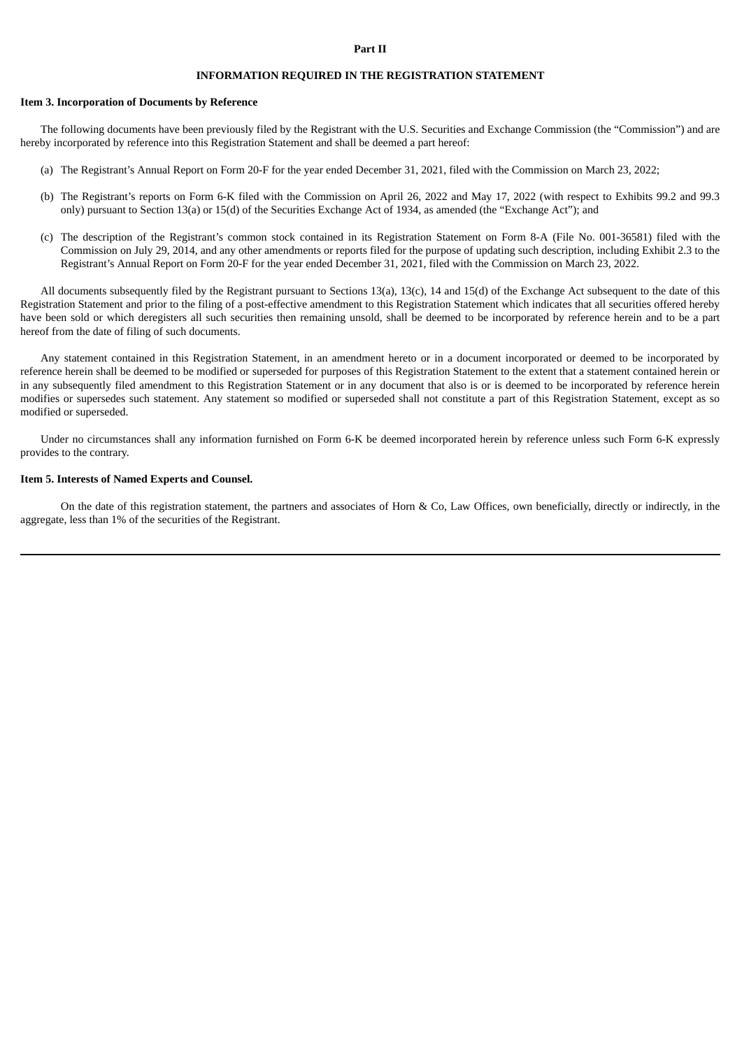**Part II**

**INFORMATION REQUIRED IN THE REGISTRATION STATEMENT**

**Item 3. Incorporation of Documents by Reference**

The following documents have been previously filed by the Registrant with the U.S. Securities and Exchange Commission (the "Commission") and are hereby incorporated by reference into this Registration Statement and shall be deemed a part hereof:

(a) The Registrant's Annual Report on Form 20-F for the year ended December 31, 2021, filed with the Commission on March 23, 2022;

(b) The Registrant's reports on Form 6-K filed with the Commission on April 26, 2022 and May 17, 2022 (with respect to Exhibits 99.2 and 99.3 only) pursuant to Section 13(a) or 15(d) of the Securities Exchange Act of 1934, as amended (the "Exchange Act"); and

(c) The description of the Registrant's common stock contained in its Registration Statement on Form 8-A (File No. 001-36581) filed with the Commission on July 29, 2014, and any other amendments or reports filed for the purpose of updating such description, including Exhibit 2.3 to the Registrant's Annual Report on Form 20-F for the year ended December 31, 2021, filed with the Commission on March 23, 2022.

All documents subsequently filed by the Registrant pursuant to Sections 13(a), 13(c), 14 and 15(d) of the Exchange Act subsequent to the date of this Registration Statement and prior to the filing of a post-effective amendment to this Registration Statement which indicates that all securities offered hereby have been sold or which deregisters all such securities then remaining unsold, shall be deemed to be incorporated by reference herein and to be a part hereof from the date of filing of such documents.

Any statement contained in this Registration Statement, in an amendment hereto or in a document incorporated or deemed to be incorporated by reference herein shall be deemed to be modified or superseded for purposes of this Registration Statement to the extent that a statement contained herein or in any subsequently filed amendment to this Registration Statement or in any document that also is or is deemed to be incorporated by reference herein modifies or supersedes such statement. Any statement so modified or superseded shall not constitute a part of this Registration Statement, except as so modified or superseded.

Under no circumstances shall any information furnished on Form 6-K be deemed incorporated herein by reference unless such Form 6-K expressly provides to the contrary.

**Item 5. Interests of Named Experts and Counsel.**

On the date of this registration statement, the partners and associates of Horn & Co, Law Offices, own beneficially, directly or indirectly, in the aggregate, less than 1% of the securities of the Registrant.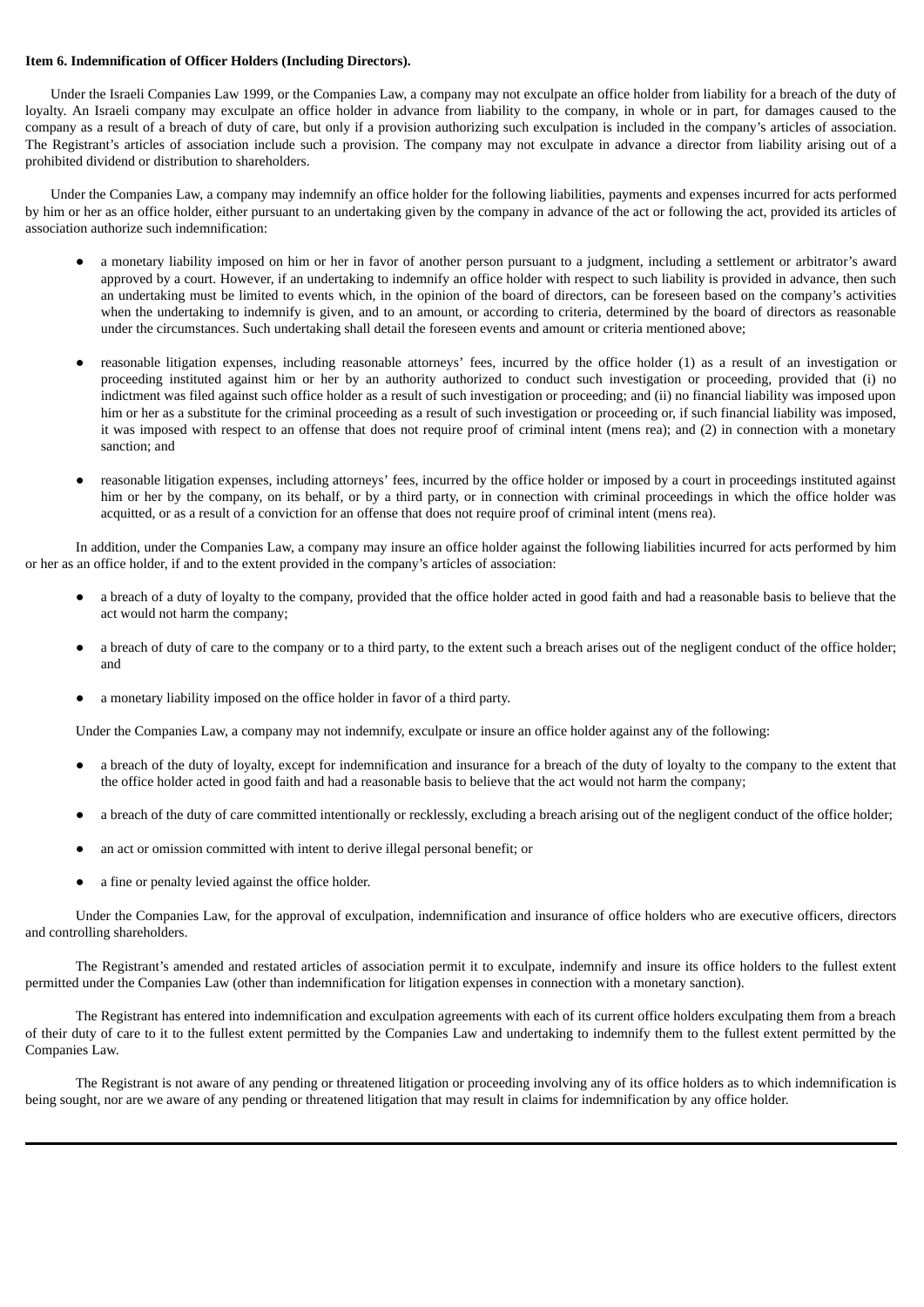**Item 6. Indemnification of Officer Holders (Including Directors).**

Under the Israeli Companies Law 1999, or the Companies Law, a company may not exculpate an office holder from liability for a breach of the duty of loyalty. An Israeli company may exculpate an office holder in advance from liability to the company, in whole or in part, for damages caused to the company as a result of a breach of duty of care, but only if a provision authorizing such exculpation is included in the company's articles of association. The Registrant's articles of association include such a provision. The company may not exculpate in advance a director from liability arising out of a prohibited dividend or distribution to shareholders.

Under the Companies Law, a company may indemnify an office holder for the following liabilities, payments and expenses incurred for acts performed by him or her as an office holder, either pursuant to an undertaking given by the company in advance of the act or following the act, provided its articles of association authorize such indemnification:

- a monetary liability imposed on him or her in favor of another person pursuant to a judgment, including a settlement or arbitrator's award approved by a court. However, if an undertaking to indemnify an office holder with respect to such liability is provided in advance, then such an undertaking must be limited to events which, in the opinion of the board of directors, can be foreseen based on the company's activities when the undertaking to indemnify is given, and to an amount, or according to criteria, determined by the board of directors as reasonable under the circumstances. Such undertaking shall detail the foreseen events and amount or criteria mentioned above;

- reasonable litigation expenses, including reasonable attorneys' fees, incurred by the office holder (1) as a result of an investigation or proceeding instituted against him or her by an authority authorized to conduct such investigation or proceeding, provided that (i) no indictment was filed against such office holder as a result of such investigation or proceeding; and (ii) no financial liability was imposed upon him or her as a substitute for the criminal proceeding as a result of such investigation or proceeding or, if such financial liability was imposed, it was imposed with respect to an offense that does not require proof of criminal intent (mens rea); and (2) in connection with a monetary sanction; and

- reasonable litigation expenses, including attorneys' fees, incurred by the office holder or imposed by a court in proceedings instituted against him or her by the company, on its behalf, or by a third party, or in connection with criminal proceedings in which the office holder was acquitted, or as a result of a conviction for an offense that does not require proof of criminal intent (mens rea).

In addition, under the Companies Law, a company may insure an office holder against the following liabilities incurred for acts performed by him or her as an office holder, if and to the extent provided in the company's articles of association:

- a breach of a duty of loyalty to the company, provided that the office holder acted in good faith and had a reasonable basis to believe that the act would not harm the company;

- a breach of duty of care to the company or to a third party, to the extent such a breach arises out of the negligent conduct of the office holder; and

- a monetary liability imposed on the office holder in favor of a third party.

Under the Companies Law, a company may not indemnify, exculpate or insure an office holder against any of the following:

- a breach of the duty of loyalty, except for indemnification and insurance for a breach of the duty of loyalty to the company to the extent that the office holder acted in good faith and had a reasonable basis to believe that the act would not harm the company;

- a breach of the duty of care committed intentionally or recklessly, excluding a breach arising out of the negligent conduct of the office holder;

- an act or omission committed with intent to derive illegal personal benefit; or

- a fine or penalty levied against the office holder.

Under the Companies Law, for the approval of exculpation, indemnification and insurance of office holders who are executive officers, directors and controlling shareholders.

The Registrant's amended and restated articles of association permit it to exculpate, indemnify and insure its office holders to the fullest extent permitted under the Companies Law (other than indemnification for litigation expenses in connection with a monetary sanction).

The Registrant has entered into indemnification and exculpation agreements with each of its current office holders exculpating them from a breach of their duty of care to it to the fullest extent permitted by the Companies Law and undertaking to indemnify them to the fullest extent permitted by the Companies Law.

The Registrant is not aware of any pending or threatened litigation or proceeding involving any of its office holders as to which indemnification is being sought, nor are we aware of any pending or threatened litigation that may result in claims for indemnification by any office holder.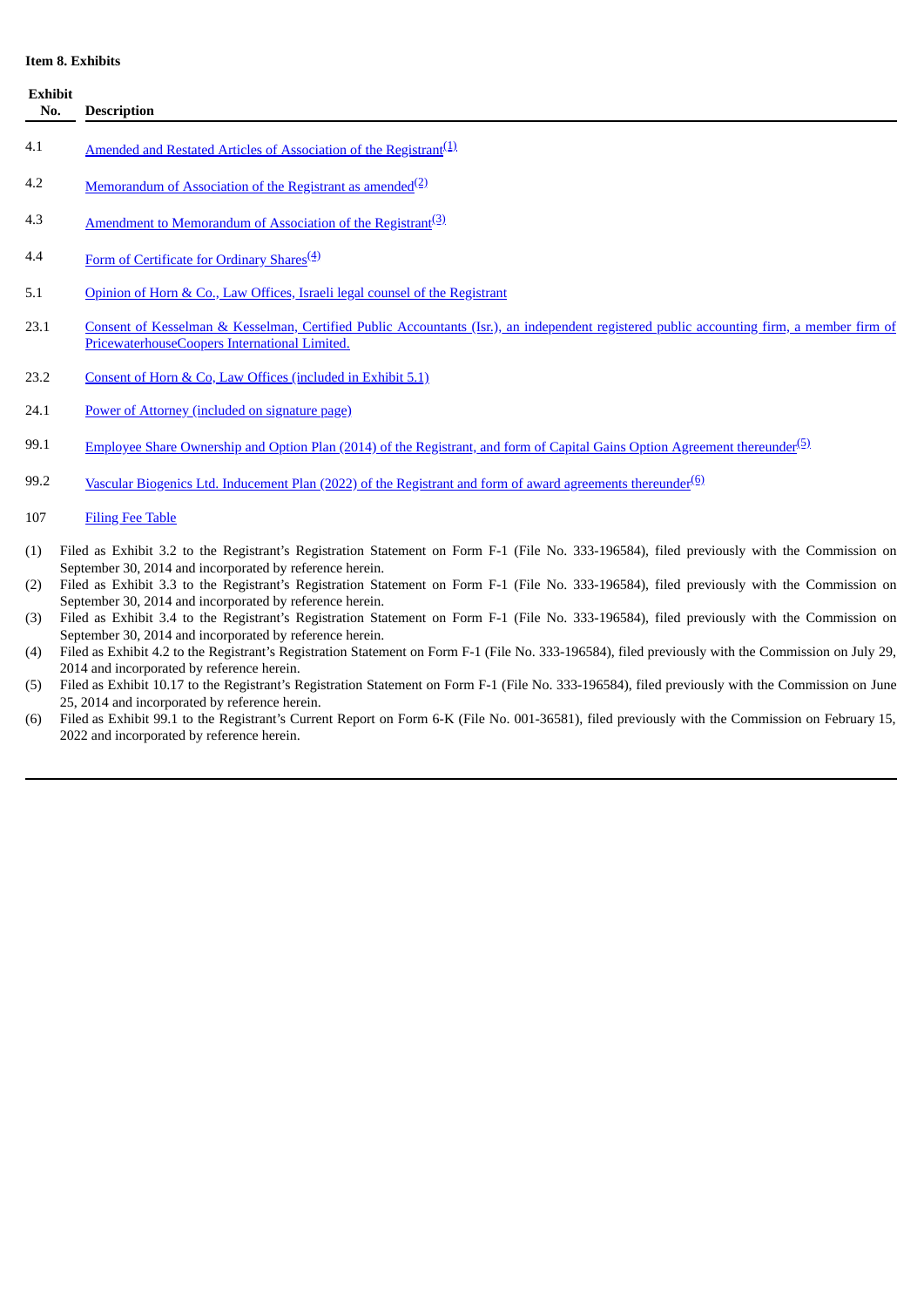**Item 8. Exhibits**

| Exhibit No. | Description |
|---|---|
| 4.1 | Amended and Restated Articles of Association of the Registrant[(1)] |
| 4.2 | Memorandum of Association of the Registrant as amended[(2)] |
| 4.3 | Amendment to Memorandum of Association of the Registrant[(3)] |
| 4.4 | Form of Certificate for Ordinary Shares[(4)] |
| 5.1 | Opinion of Horn & Co., Law Offices, Israeli legal counsel of the Registrant |
| 23.1 | Consent of Kesselman & Kesselman, Certified Public Accountants (Isr.), an independent registered public accounting firm, a member firm of PricewaterhouseCoopers International Limited. |
| 23.2 | Consent of Horn & Co, Law Offices (included in Exhibit 5.1) |
| 24.1 | Power of Attorney (included on signature page) |
| 99.1 | Employee Share Ownership and Option Plan (2014) of the Registrant, and form of Capital Gains Option Agreement thereunder[(5)] |
| 99.2 | Vascular Biogenics Ltd. Inducement Plan (2022) of the Registrant and form of award agreements thereunder[(6)] |
| 107 | Filing Fee Table |

(1) Filed as Exhibit 3.2 to the Registrant's Registration Statement on Form F-1 (File No. 333-196584), filed previously with the Commission on September 30, 2014 and incorporated by reference herein.

(2) Filed as Exhibit 3.3 to the Registrant's Registration Statement on Form F-1 (File No. 333-196584), filed previously with the Commission on September 30, 2014 and incorporated by reference herein.

(3) Filed as Exhibit 3.4 to the Registrant's Registration Statement on Form F-1 (File No. 333-196584), filed previously with the Commission on September 30, 2014 and incorporated by reference herein.

(4) Filed as Exhibit 4.2 to the Registrant's Registration Statement on Form F-1 (File No. 333-196584), filed previously with the Commission on July 29, 2014 and incorporated by reference herein.

(5) Filed as Exhibit 10.17 to the Registrant's Registration Statement on Form F-1 (File No. 333-196584), filed previously with the Commission on June 25, 2014 and incorporated by reference herein.

(6) Filed as Exhibit 99.1 to the Registrant's Current Report on Form 6-K (File No. 001-36581), filed previously with the Commission on February 15, 2022 and incorporated by reference herein.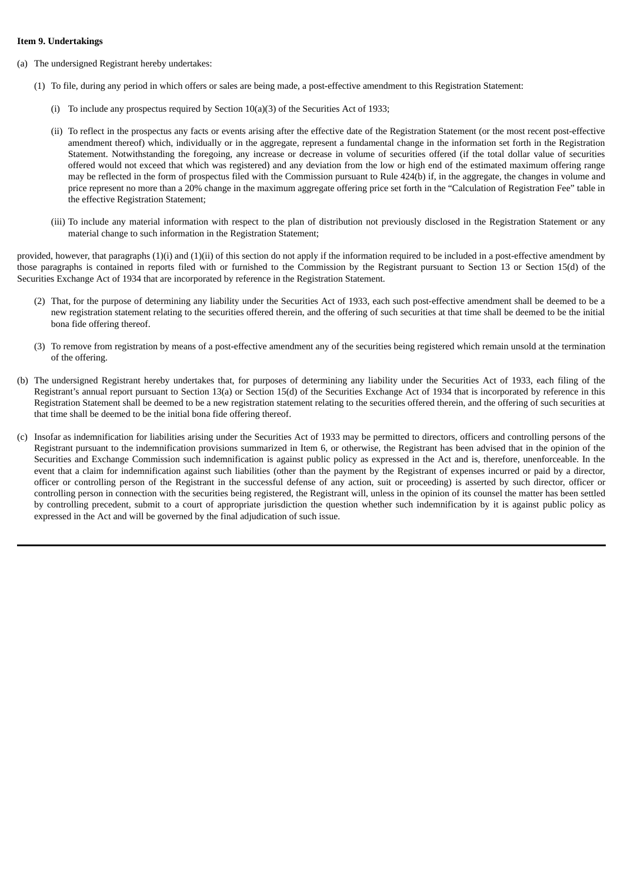**Item 9. Undertakings**

(a) The undersigned Registrant hereby undertakes:

(1) To file, during any period in which offers or sales are being made, a post-effective amendment to this Registration Statement:

(i) To include any prospectus required by Section 10(a)(3) of the Securities Act of 1933;

(ii) To reflect in the prospectus any facts or events arising after the effective date of the Registration Statement (or the most recent post-effective amendment thereof) which, individually or in the aggregate, represent a fundamental change in the information set forth in the Registration Statement. Notwithstanding the foregoing, any increase or decrease in volume of securities offered (if the total dollar value of securities offered would not exceed that which was registered) and any deviation from the low or high end of the estimated maximum offering range may be reflected in the form of prospectus filed with the Commission pursuant to Rule 424(b) if, in the aggregate, the changes in volume and price represent no more than a 20% change in the maximum aggregate offering price set forth in the "Calculation of Registration Fee" table in the effective Registration Statement;

(iii) To include any material information with respect to the plan of distribution not previously disclosed in the Registration Statement or any material change to such information in the Registration Statement;

provided, however, that paragraphs (1)(i) and (1)(ii) of this section do not apply if the information required to be included in a post-effective amendment by those paragraphs is contained in reports filed with or furnished to the Commission by the Registrant pursuant to Section 13 or Section 15(d) of the Securities Exchange Act of 1934 that are incorporated by reference in the Registration Statement.

(2) That, for the purpose of determining any liability under the Securities Act of 1933, each such post-effective amendment shall be deemed to be a new registration statement relating to the securities offered therein, and the offering of such securities at that time shall be deemed to be the initial bona fide offering thereof.

(3) To remove from registration by means of a post-effective amendment any of the securities being registered which remain unsold at the termination of the offering.

(b) The undersigned Registrant hereby undertakes that, for purposes of determining any liability under the Securities Act of 1933, each filing of the Registrant's annual report pursuant to Section 13(a) or Section 15(d) of the Securities Exchange Act of 1934 that is incorporated by reference in this Registration Statement shall be deemed to be a new registration statement relating to the securities offered therein, and the offering of such securities at that time shall be deemed to be the initial bona fide offering thereof.

(c) Insofar as indemnification for liabilities arising under the Securities Act of 1933 may be permitted to directors, officers and controlling persons of the Registrant pursuant to the indemnification provisions summarized in Item 6, or otherwise, the Registrant has been advised that in the opinion of the Securities and Exchange Commission such indemnification is against public policy as expressed in the Act and is, therefore, unenforceable. In the event that a claim for indemnification against such liabilities (other than the payment by the Registrant of expenses incurred or paid by a director, officer or controlling person of the Registrant in the successful defense of any action, suit or proceeding) is asserted by such director, officer or controlling person in connection with the securities being registered, the Registrant will, unless in the opinion of its counsel the matter has been settled by controlling precedent, submit to a court of appropriate jurisdiction the question whether such indemnification by it is against public policy as expressed in the Act and will be governed by the final adjudication of such issue.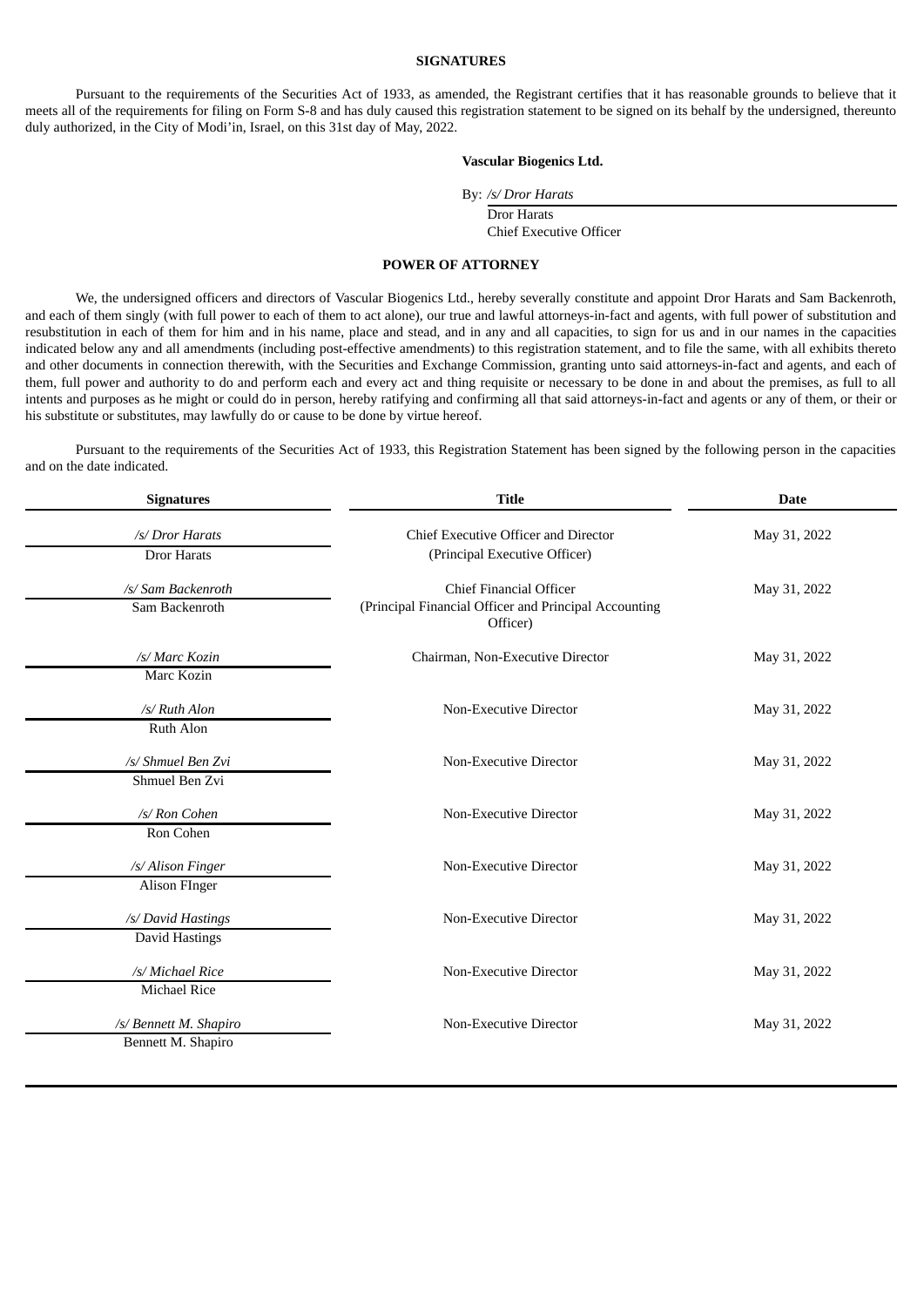## SIGNATURES

Pursuant to the requirements of the Securities Act of 1933, as amended, the Registrant certifies that it has reasonable grounds to believe that it meets all of the requirements for filing on Form S-8 and has duly caused this registration statement to be signed on its behalf by the undersigned, thereunto duly authorized, in the City of Modi'in, Israel, on this 31st day of May, 2022.

**Vascular Biogenics Ltd.**

By: */s/ Dror Harats*
Dror Harats
Chief Executive Officer

## POWER OF ATTORNEY

We, the undersigned officers and directors of Vascular Biogenics Ltd., hereby severally constitute and appoint Dror Harats and Sam Backenroth, and each of them singly (with full power to each of them to act alone), our true and lawful attorneys-in-fact and agents, with full power of substitution and resubstitution in each of them for him and in his name, place and stead, and in any and all capacities, to sign for us and in our names in the capacities indicated below any and all amendments (including post-effective amendments) to this registration statement, and to file the same, with all exhibits thereto and other documents in connection therewith, with the Securities and Exchange Commission, granting unto said attorneys-in-fact and agents, and each of them, full power and authority to do and perform each and every act and thing requisite or necessary to be done in and about the premises, as full to all intents and purposes as he might or could do in person, hereby ratifying and confirming all that said attorneys-in-fact and agents or any of them, or their or his substitute or substitutes, may lawfully do or cause to be done by virtue hereof.

Pursuant to the requirements of the Securities Act of 1933, this Registration Statement has been signed by the following person in the capacities and on the date indicated.

| Signatures | Title | Date |
|---|---|---|
| */s/ Dror Harats*<br>Dror Harats | Chief Executive Officer and Director<br>(Principal Executive Officer) | May 31, 2022 |
| */s/ Sam Backenroth*<br>Sam Backenroth | Chief Financial Officer<br>(Principal Financial Officer and Principal Accounting Officer) | May 31, 2022 |
| */s/ Marc Kozin*<br>Marc Kozin | Chairman, Non-Executive Director | May 31, 2022 |
| */s/ Ruth Alon*<br>Ruth Alon | Non-Executive Director | May 31, 2022 |
| */s/ Shmuel Ben Zvi*<br>Shmuel Ben Zvi | Non-Executive Director | May 31, 2022 |
| */s/ Ron Cohen*<br>Ron Cohen | Non-Executive Director | May 31, 2022 |
| */s/ Alison Finger*<br>Alison FInger | Non-Executive Director | May 31, 2022 |
| */s/ David Hastings*<br>David Hastings | Non-Executive Director | May 31, 2022 |
| */s/ Michael Rice*<br>Michael Rice | Non-Executive Director | May 31, 2022 |
| */s/ Bennett M. Shapiro*<br>Bennett M. Shapiro | Non-Executive Director | May 31, 2022 |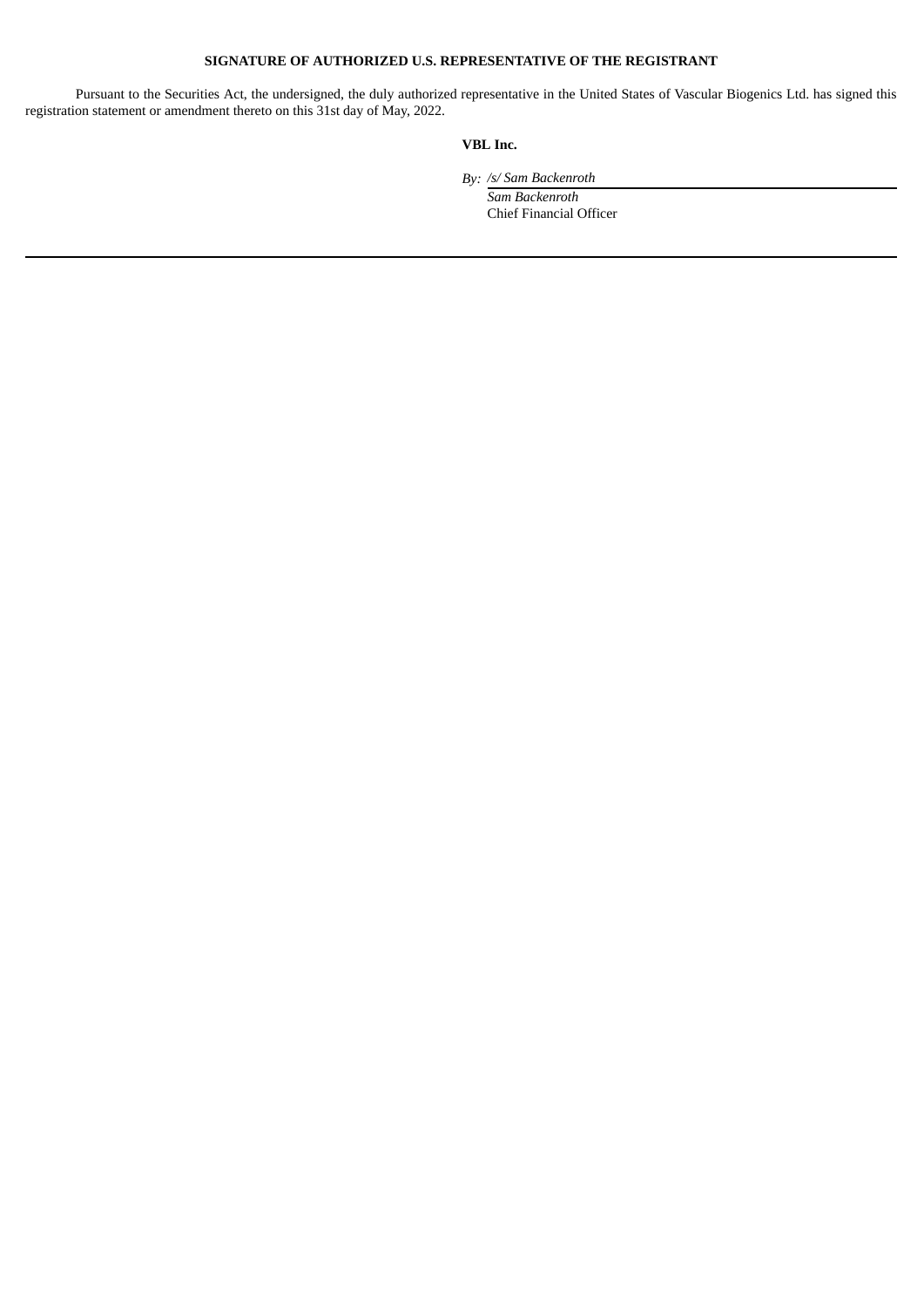**SIGNATURE OF AUTHORIZED U.S. REPRESENTATIVE OF THE REGISTRANT**

Pursuant to the Securities Act, the undersigned, the duly authorized representative in the United States of Vascular Biogenics Ltd. has signed this registration statement or amendment thereto on this 31st day of May, 2022.

**VBL Inc.**

*By: /s/ Sam Backenroth*
*Sam Backenroth*
Chief Financial Officer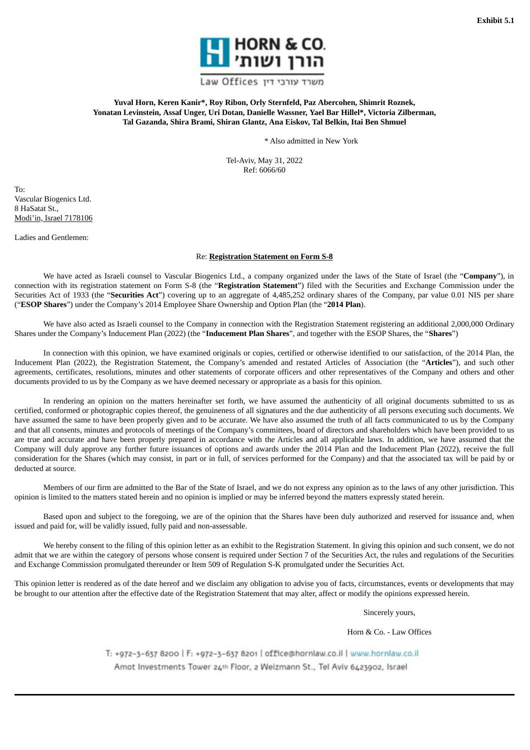**Exhibit 5.1**

HORN & CO.
הורן ושות'
Law Offices משרד עורכי דין

**Yuval Horn, Keren Kanir*, Roy Ribon, Orly Sternfeld, Paz Abercohen, Shimrit Roznek, Yonatan Levinstein, Assaf Unger, Uri Dotan, Danielle Wassner, Yael Bar Hillel*, Victoria Zilberman, Tal Gazanda, Shira Brami, Shiran Glantz, Ana Eiskov, Tal Belkin, Itai Ben Shmuel**

* Also admitted in New York

Tel-Aviv, May 31, 2022
Ref: 6066/60

To:
Vascular Biogenics Ltd.
8 HaSatat St.,
Modi'in, Israel 7178106

Ladies and Gentlemen:

Re: **Registration Statement on Form S-8**

We have acted as Israeli counsel to Vascular Biogenics Ltd., a company organized under the laws of the State of Israel (the "**Company**"), in connection with its registration statement on Form S-8 (the "**Registration Statement**") filed with the Securities and Exchange Commission under the Securities Act of 1933 (the "**Securities Act**") covering up to an aggregate of 4,485,252 ordinary shares of the Company, par value 0.01 NIS per share ("**ESOP Shares**") under the Company's 2014 Employee Share Ownership and Option Plan (the "**2014 Plan**).

We have also acted as Israeli counsel to the Company in connection with the Registration Statement registering an additional 2,000,000 Ordinary Shares under the Company's Inducement Plan (2022) (the "**Inducement Plan Shares**", and together with the ESOP Shares, the "**Shares**")

In connection with this opinion, we have examined originals or copies, certified or otherwise identified to our satisfaction, of the 2014 Plan, the Inducement Plan (2022), the Registration Statement, the Company's amended and restated Articles of Association (the "**Articles**"), and such other agreements, certificates, resolutions, minutes and other statements of corporate officers and other representatives of the Company and others and other documents provided to us by the Company as we have deemed necessary or appropriate as a basis for this opinion.

In rendering an opinion on the matters hereinafter set forth, we have assumed the authenticity of all original documents submitted to us as certified, conformed or photographic copies thereof, the genuineness of all signatures and the due authenticity of all persons executing such documents. We have assumed the same to have been properly given and to be accurate. We have also assumed the truth of all facts communicated to us by the Company and that all consents, minutes and protocols of meetings of the Company's committees, board of directors and shareholders which have been provided to us are true and accurate and have been properly prepared in accordance with the Articles and all applicable laws. In addition, we have assumed that the Company will duly approve any further future issuances of options and awards under the 2014 Plan and the Inducement Plan (2022), receive the full consideration for the Shares (which may consist, in part or in full, of services performed for the Company) and that the associated tax will be paid by or deducted at source.

Members of our firm are admitted to the Bar of the State of Israel, and we do not express any opinion as to the laws of any other jurisdiction. This opinion is limited to the matters stated herein and no opinion is implied or may be inferred beyond the matters expressly stated herein.

Based upon and subject to the foregoing, we are of the opinion that the Shares have been duly authorized and reserved for issuance and, when issued and paid for, will be validly issued, fully paid and non-assessable.

We hereby consent to the filing of this opinion letter as an exhibit to the Registration Statement. In giving this opinion and such consent, we do not admit that we are within the category of persons whose consent is required under Section 7 of the Securities Act, the rules and regulations of the Securities and Exchange Commission promulgated thereunder or Item 509 of Regulation S-K promulgated under the Securities Act.

This opinion letter is rendered as of the date hereof and we disclaim any obligation to advise you of facts, circumstances, events or developments that may be brought to our attention after the effective date of the Registration Statement that may alter, affect or modify the opinions expressed herein.

Sincerely yours,

Horn & Co. - Law Offices

T: +972-3-637 8200 | F: +972-3-637 8201 | office@hornlaw.co.il | www.hornlaw.co.il
Amot Investments Tower 24th Floor, 2 Weizmann St., Tel Aviv 6423902, Israel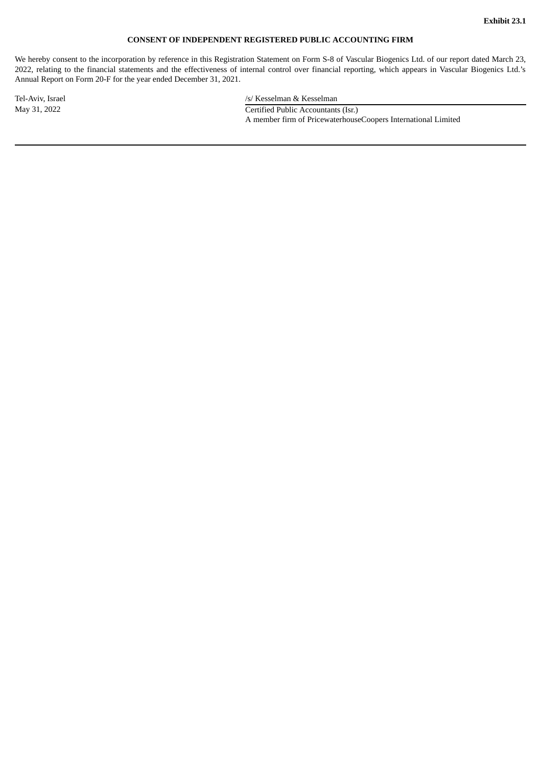**Exhibit 23.1**

**CONSENT OF INDEPENDENT REGISTERED PUBLIC ACCOUNTING FIRM**

We hereby consent to the incorporation by reference in this Registration Statement on Form S-8 of Vascular Biogenics Ltd. of our report dated March 23, 2022, relating to the financial statements and the effectiveness of internal control over financial reporting, which appears in Vascular Biogenics Ltd.'s Annual Report on Form 20-F for the year ended December 31, 2021.

Tel-Aviv, Israel
May 31, 2022

/s/ Kesselman & Kesselman
Certified Public Accountants (Isr.)
A member firm of PricewaterhouseCoopers International Limited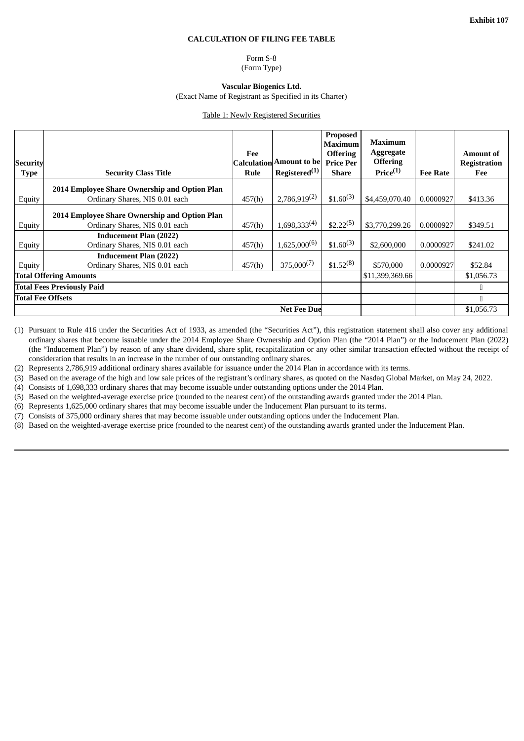**Exhibit 107**

**CALCULATION OF FILING FEE TABLE**

Form S-8
(Form Type)

**Vascular Biogenics Ltd.**
(Exact Name of Registrant as Specified in its Charter)

Table 1: Newly Registered Securities

| Security Type | Security Class Title | Fee Calculation Rule | Amount to be Registered(1) | Proposed Maximum Offering Price Per Share | Maximum Aggregate Offering Price(1) | Fee Rate | Amount of Registration Fee |
|---|---|---|---|---|---|---|---|
| Equity | **2014 Employee Share Ownership and Option Plan** Ordinary Shares, NIS 0.01 each | 457(h) | 2,786,919(2) | $1.60(3) | $4,459,070.40 | 0.0000927 | $413.36 |
| Equity | **2014 Employee Share Ownership and Option Plan** Ordinary Shares, NIS 0.01 each | 457(h) | 1,698,333(4) | $2.22(5) | $3,770,299.26 | 0.0000927 | $349.51 |
| Equity | **Inducement Plan (2022)** Ordinary Shares, NIS 0.01 each | 457(h) | 1,625,000(6) | $1.60(3) | $2,600,000 | 0.0000927 | $241.02 |
| Equity | **Inducement Plan (2022)** Ordinary Shares, NIS 0.01 each | 457(h) | 375,000(7) | $1.52(8) | $570,000 | 0.0000927 | $52.84 |
| **Total Offering Amounts** | | | | | $11,399,369.66 | | $1,056.73 |
| **Total Fees Previously Paid** | | | | | | | — |
| **Total Fee Offsets** | | | | | | | — |
| | | | **Net Fee Due** | | | | $1,056.73 |

(1) Pursuant to Rule 416 under the Securities Act of 1933, as amended (the "Securities Act"), this registration statement shall also cover any additional ordinary shares that become issuable under the 2014 Employee Share Ownership and Option Plan (the "2014 Plan") or the Inducement Plan (2022) (the "Inducement Plan") by reason of any share dividend, share split, recapitalization or any other similar transaction effected without the receipt of consideration that results in an increase in the number of our outstanding ordinary shares.

(2) Represents 2,786,919 additional ordinary shares available for issuance under the 2014 Plan in accordance with its terms.

(3) Based on the average of the high and low sale prices of the registrant's ordinary shares, as quoted on the Nasdaq Global Market, on May 24, 2022.

(4) Consists of 1,698,333 ordinary shares that may become issuable under outstanding options under the 2014 Plan.

(5) Based on the weighted-average exercise price (rounded to the nearest cent) of the outstanding awards granted under the 2014 Plan.

(6) Represents 1,625,000 ordinary shares that may become issuable under the Inducement Plan pursuant to its terms.

(7) Consists of 375,000 ordinary shares that may become issuable under outstanding options under the Inducement Plan.

(8) Based on the weighted-average exercise price (rounded to the nearest cent) of the outstanding awards granted under the Inducement Plan.